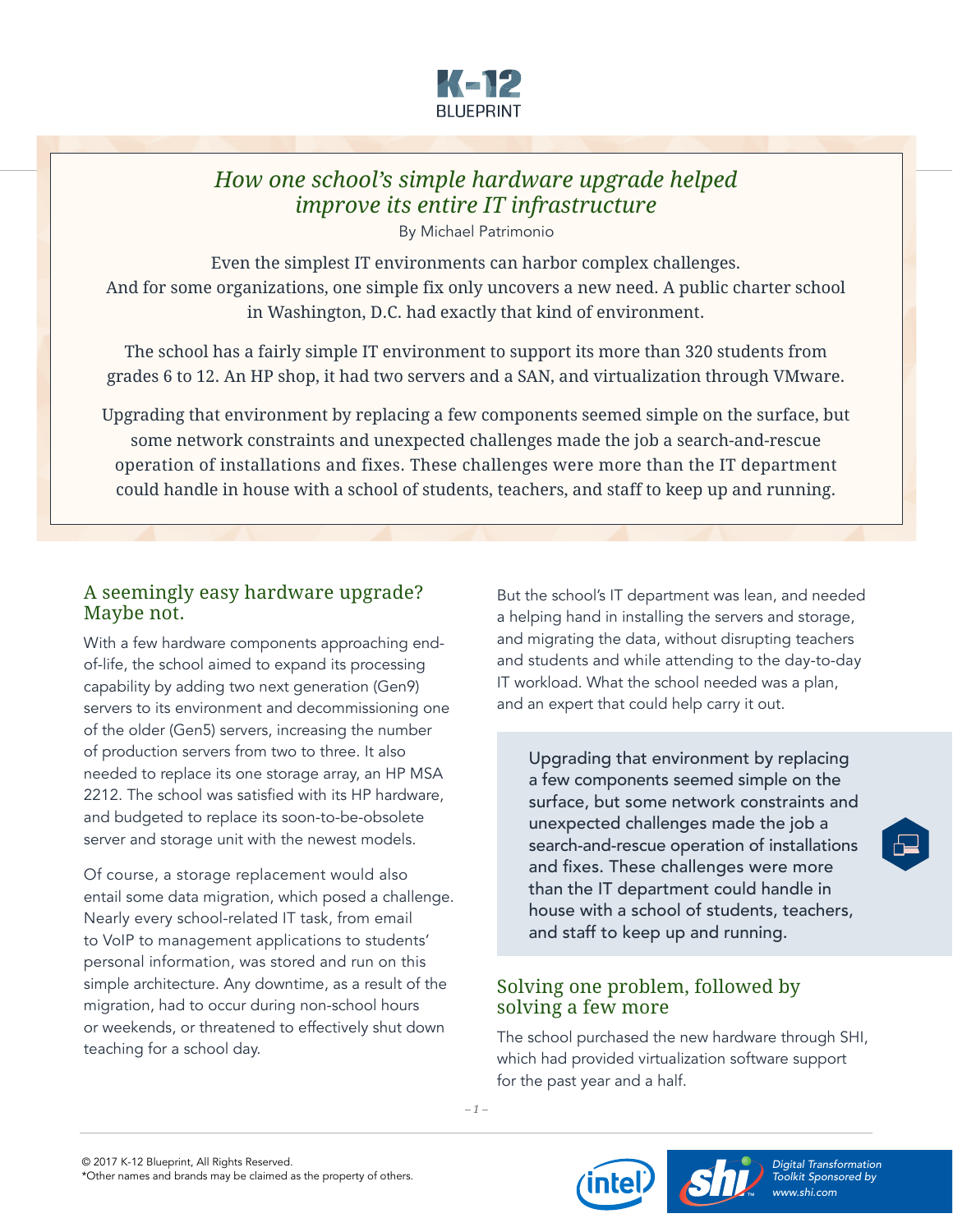# How one school's simple hardware upgrade helped improve its entire IT infrastructure

By Michael Patrimonio

Even the simplest IT environments can harbor complex challenges. And for some organizations, one simple fix only uncovers a new need. A public charter school in Washington, D.C. had exactly that kind of environment.

The school has a fairly simple IT environment to support its more than 320 students from grades 6 to 12. An HP shop, it had two servers and a SAN, and virtualization through VMware.

Upgrading that environment by replacing a few components seemed simple on the surface, but some network constraints and unexpected challenges made the job a search-and-rescue operation of installations and fixes. These challenges were more than the IT department could handle in house with a school of students, teachers, and staff to keep up and running.

## A seemingly easy hardware upgrade? Maybe not.

With a few hardware components approaching end-of-life, the school aimed to expand its processing capability by adding two next generation (Gen9) servers to its environment and decommissioning one of the older (Gen5) servers, increasing the number of production servers from two to three. It also needed to replace its one storage array, an HP MSA 2212. The school was satisfied with its HP hardware, and budgeted to replace its soon-to-be-obsolete server and storage unit with the newest models.

Of course, a storage replacement would also entail some data migration, which posed a challenge. Nearly every school-related IT task, from email to VoIP to management applications to students' personal information, was stored and run on this simple architecture. Any downtime, as a result of the migration, had to occur during non-school hours or weekends, or threatened to effectively shut down teaching for a school day.

But the school's IT department was lean, and needed a helping hand in installing the servers and storage, and migrating the data, without disrupting teachers and students and while attending to the day-to-day IT workload. What the school needed was a plan, and an expert that could help carry it out.

> Upgrading that environment by replacing a few components seemed simple on the surface, but some network constraints and unexpected challenges made the job a search-and-rescue operation of installations and fixes. These challenges were more than the IT department could handle in house with a school of students, teachers, and staff to keep up and running.

## Solving one problem, followed by solving a few more

The school purchased the new hardware through SHI, which had provided virtualization software support for the past year and a half.

© 2017 K-12 Blueprint, All Rights Reserved.
*Other names and brands may be claimed as the property of others.

Digital Transformation Toolkit Sponsored by www.shi.com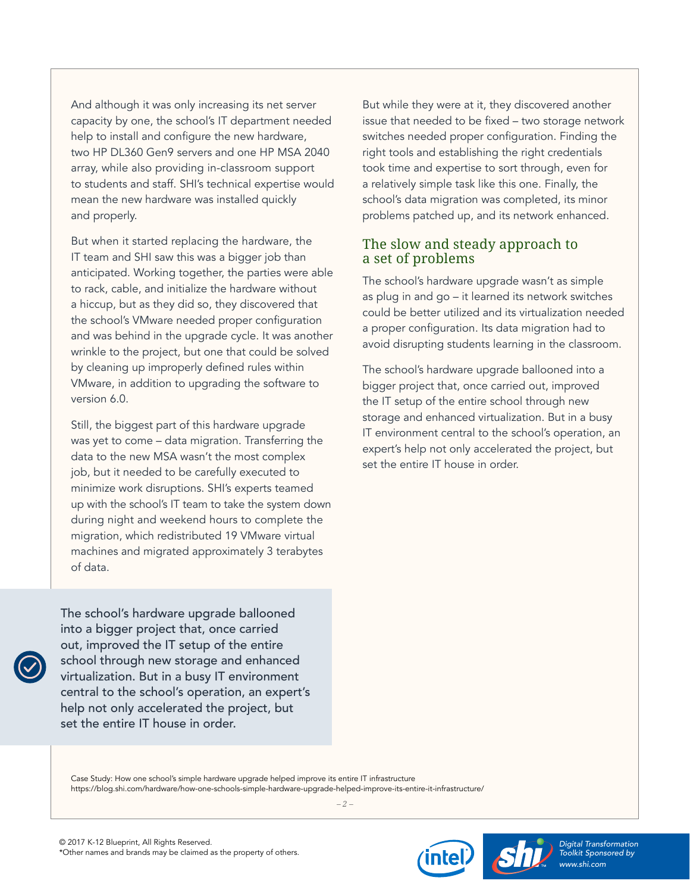And although it was only increasing its net server capacity by one, the school's IT department needed help to install and configure the new hardware, two HP DL360 Gen9 servers and one HP MSA 2040 array, while also providing in-classroom support to students and staff. SHI's technical expertise would mean the new hardware was installed quickly and properly.

But when it started replacing the hardware, the IT team and SHI saw this was a bigger job than anticipated. Working together, the parties were able to rack, cable, and initialize the hardware without a hiccup, but as they did so, they discovered that the school's VMware needed proper configuration and was behind in the upgrade cycle. It was another wrinkle to the project, but one that could be solved by cleaning up improperly defined rules within VMware, in addition to upgrading the software to version 6.0.

Still, the biggest part of this hardware upgrade was yet to come – data migration. Transferring the data to the new MSA wasn't the most complex job, but it needed to be carefully executed to minimize work disruptions. SHI's experts teamed up with the school's IT team to take the system down during night and weekend hours to complete the migration, which redistributed 19 VMware virtual machines and migrated approximately 3 terabytes of data.

But while they were at it, they discovered another issue that needed to be fixed – two storage network switches needed proper configuration. Finding the right tools and establishing the right credentials took time and expertise to sort through, even for a relatively simple task like this one. Finally, the school's data migration was completed, its minor problems patched up, and its network enhanced.

## The slow and steady approach to a set of problems

The school's hardware upgrade wasn't as simple as plug in and go – it learned its network switches could be better utilized and its virtualization needed a proper configuration. Its data migration had to avoid disrupting students learning in the classroom.

The school's hardware upgrade ballooned into a bigger project that, once carried out, improved the IT setup of the entire school through new storage and enhanced virtualization. But in a busy IT environment central to the school's operation, an expert's help not only accelerated the project, but set the entire IT house in order.

> The school's hardware upgrade ballooned into a bigger project that, once carried out, improved the IT setup of the entire school through new storage and enhanced virtualization. But in a busy IT environment central to the school's operation, an expert's help not only accelerated the project, but set the entire IT house in order.

Case Study: How one school's simple hardware upgrade helped improve its entire IT infrastructure
https://blog.shi.com/hardware/how-one-schools-simple-hardware-upgrade-helped-improve-its-entire-it-infrastructure/

© 2017 K-12 Blueprint, All Rights Reserved.
*Other names and brands may be claimed as the property of others.

*Digital Transformation Toolkit Sponsored by www.shi.com*